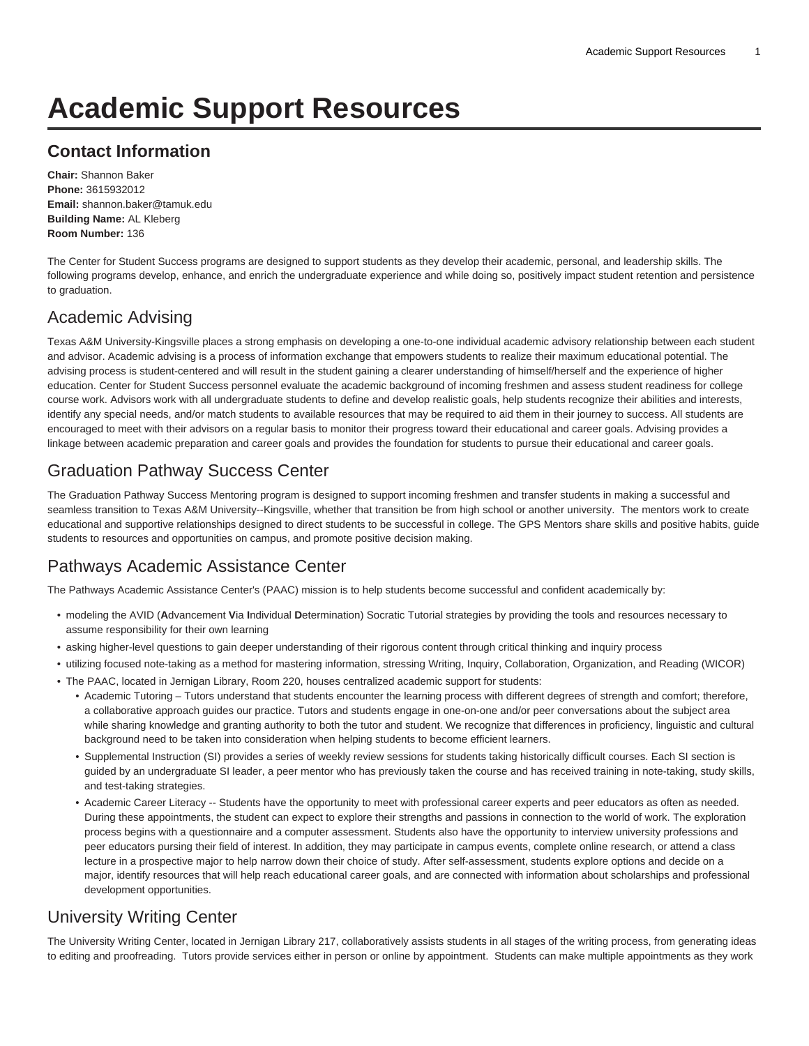# Academic Support Resources

## Contact Information

**Chair:** Shannon Baker
**Phone:** 3615932012
**Email:** shannon.baker@tamuk.edu
**Building Name:** AL Kleberg
**Room Number:** 136

The Center for Student Success programs are designed to support students as they develop their academic, personal, and leadership skills. The following programs develop, enhance, and enrich the undergraduate experience and while doing so, positively impact student retention and persistence to graduation.

## Academic Advising

Texas A&M University-Kingsville places a strong emphasis on developing a one-to-one individual academic advisory relationship between each student and advisor. Academic advising is a process of information exchange that empowers students to realize their maximum educational potential. The advising process is student-centered and will result in the student gaining a clearer understanding of himself/herself and the experience of higher education. Center for Student Success personnel evaluate the academic background of incoming freshmen and assess student readiness for college course work. Advisors work with all undergraduate students to define and develop realistic goals, help students recognize their abilities and interests, identify any special needs, and/or match students to available resources that may be required to aid them in their journey to success. All students are encouraged to meet with their advisors on a regular basis to monitor their progress toward their educational and career goals. Advising provides a linkage between academic preparation and career goals and provides the foundation for students to pursue their educational and career goals.

## Graduation Pathway Success Center

The Graduation Pathway Success Mentoring program is designed to support incoming freshmen and transfer students in making a successful and seamless transition to Texas A&M University--Kingsville, whether that transition be from high school or another university. The mentors work to create educational and supportive relationships designed to direct students to be successful in college. The GPS Mentors share skills and positive habits, guide students to resources and opportunities on campus, and promote positive decision making.

## Pathways Academic Assistance Center

The Pathways Academic Assistance Center's (PAAC) mission is to help students become successful and confident academically by:

- modeling the AVID (**A**dvancement **V**ia **I**ndividual **D**etermination) Socratic Tutorial strategies by providing the tools and resources necessary to assume responsibility for their own learning
- asking higher-level questions to gain deeper understanding of their rigorous content through critical thinking and inquiry process
- utilizing focused note-taking as a method for mastering information, stressing Writing, Inquiry, Collaboration, Organization, and Reading (WICOR)
- The PAAC, located in Jernigan Library, Room 220, houses centralized academic support for students:
  - Academic Tutoring – Tutors understand that students encounter the learning process with different degrees of strength and comfort; therefore, a collaborative approach guides our practice. Tutors and students engage in one-on-one and/or peer conversations about the subject area while sharing knowledge and granting authority to both the tutor and student. We recognize that differences in proficiency, linguistic and cultural background need to be taken into consideration when helping students to become efficient learners.
  - Supplemental Instruction (SI) provides a series of weekly review sessions for students taking historically difficult courses. Each SI section is guided by an undergraduate SI leader, a peer mentor who has previously taken the course and has received training in note-taking, study skills, and test-taking strategies.
  - Academic Career Literacy -- Students have the opportunity to meet with professional career experts and peer educators as often as needed. During these appointments, the student can expect to explore their strengths and passions in connection to the world of work. The exploration process begins with a questionnaire and a computer assessment. Students also have the opportunity to interview university professions and peer educators pursing their field of interest. In addition, they may participate in campus events, complete online research, or attend a class lecture in a prospective major to help narrow down their choice of study. After self-assessment, students explore options and decide on a major, identify resources that will help reach educational career goals, and are connected with information about scholarships and professional development opportunities.

## University Writing Center

The University Writing Center, located in Jernigan Library 217, collaboratively assists students in all stages of the writing process, from generating ideas to editing and proofreading. Tutors provide services either in person or online by appointment. Students can make multiple appointments as they work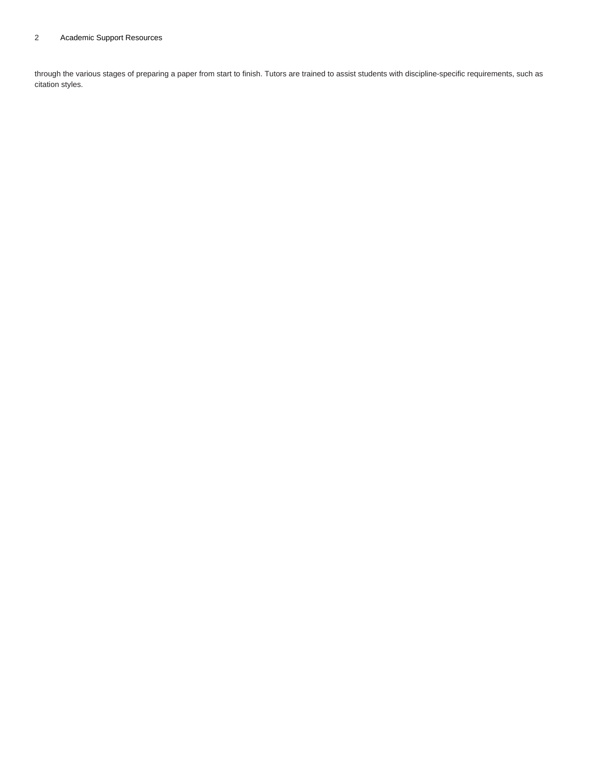through the various stages of preparing a paper from start to finish. Tutors are trained to assist students with discipline-specific requirements, such as citation styles.